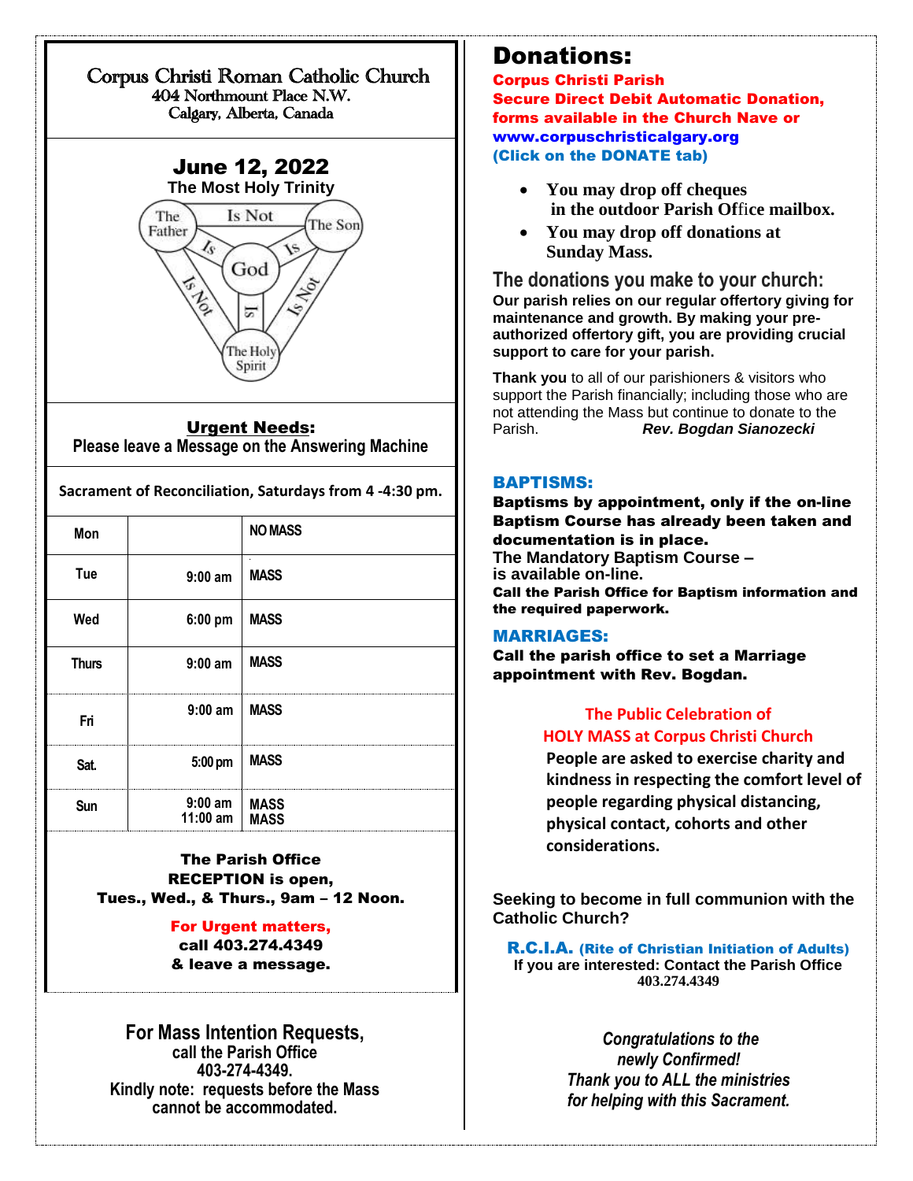# Corpus Christi Roman Catholic Church

404 Northmount Place N.W.
Calgary, Alberta, Canada

## June 12, 2022

**The Most Holy Trinity**

The Father — Is Not — The Son
The Father — Is — God
The Son — Is — God
The Holy Spirit — Is — God
The Father — Is Not — The Holy Spirit
The Son — Is Not — The Holy Spirit

**Urgent Needs:**
**Please leave a Message on the Answering Machine**

**Sacrament of Reconciliation, Saturdays from 4 -4:30 pm.**

| | | |
|---|---|---|
| Mon | | NO MASS |
| Tue | 9:00 am | MASS |
| Wed | 6:00 pm | MASS |
| Thurs | 9:00 am | MASS |
| Fri | 9:00 am | MASS |
| Sat. | 5:00 pm | MASS |
| Sun | 9:00 am<br>11:00 am | MASS<br>MASS |

**The Parish Office**
**RECEPTION is open,**
**Tues., Wed., & Thurs., 9am – 12 Noon.**

**For Urgent matters,**
**call 403.274.4349**
**& leave a message.**

**For Mass Intention Requests,**
**call the Parish Office**
**403-274-4349.**
**Kindly note: requests before the Mass cannot be accommodated.**

# Donations:

**Corpus Christi Parish**
**Secure Direct Debit Automatic Donation, forms available in the Church Nave or**
**www.corpuschristicalgary.org**
**(Click on the DONATE tab)**

- **You may drop off cheques in the outdoor Parish Office mailbox.**
- **You may drop off donations at Sunday Mass.**

## The donations you make to your church:

**Our parish relies on our regular offertory giving for maintenance and growth. By making your pre-authorized offertory gift, you are providing crucial support to care for your parish.**

**Thank you** to all of our parishioners & visitors who support the Parish financially; including those who are not attending the Mass but continue to donate to the Parish. ***Rev. Bogdan Sianozecki***

### BAPTISMS:

**Baptisms by appointment, only if the on-line Baptism Course has already been taken and documentation is in place.**
**The Mandatory Baptism Course – is available on-line.**
**Call the Parish Office for Baptism information and the required paperwork.**

### MARRIAGES:

**Call the parish office to set a Marriage appointment with Rev. Bogdan.**

**The Public Celebration of HOLY MASS at Corpus Christi Church**

**People are asked to exercise charity and kindness in respecting the comfort level of people regarding physical distancing, physical contact, cohorts and other considerations.**

**Seeking to become in full communion with the Catholic Church?**

**R.C.I.A. (Rite of Christian Initiation of Adults)**
**If you are interested: Contact the Parish Office**
**403.274.4349**

***Congratulations to the newly Confirmed!***
***Thank you to ALL the ministries for helping with this Sacrament.***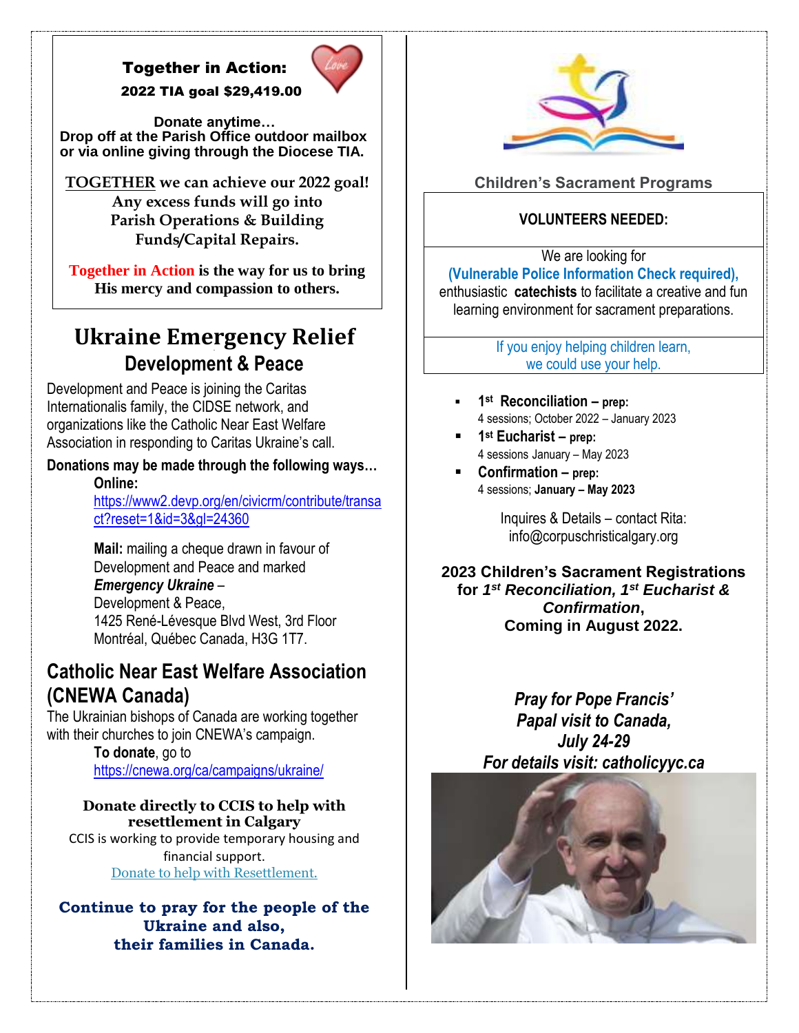## Together in Action:

**2022 TIA goal $29,419.00**

**Donate anytime…**
**Drop off at the Parish Office outdoor mailbox or via online giving through the Diocese TIA.**

**TOGETHER we can achieve our 2022 goal! Any excess funds will go into Parish Operations & Building Funds/Capital Repairs.**

**Together in Action is the way for us to bring His mercy and compassion to others.**

# Ukraine Emergency Relief

## Development & Peace

Development and Peace is joining the Caritas Internationalis family, the CIDSE network, and organizations like the Catholic Near East Welfare Association in responding to Caritas Ukraine's call.

**Donations may be made through the following ways…**

**Online:**
https://www2.devp.org/en/civicrm/contribute/transact?reset=1&id=3&gl=24360

**Mail:** mailing a cheque drawn in favour of Development and Peace and marked ***Emergency Ukraine*** –
Development & Peace,
1425 René-Lévesque Blvd West, 3rd Floor
Montréal, Québec Canada, H3G 1T7.

## Catholic Near East Welfare Association (CNEWA Canada)

The Ukrainian bishops of Canada are working together with their churches to join CNEWA's campaign.

**To donate**, go to
https://cnewa.org/ca/campaigns/ukraine/

**Donate directly to CCIS to help with resettlement in Calgary**

CCIS is working to provide temporary housing and financial support.

Donate to help with Resettlement.

**Continue to pray for the people of the Ukraine and also, their families in Canada.**

## Children's Sacrament Programs

**VOLUNTEERS NEEDED:**

We are looking for
**(Vulnerable Police Information Check required),**
enthusiastic **catechists** to facilitate a creative and fun learning environment for sacrament preparations.

If you enjoy helping children learn, we could use your help.

- **1st Reconciliation – prep:**
  4 sessions; October 2022 – January 2023
- **1st Eucharist – prep:**
  4 sessions January – May 2023
- **Confirmation – prep:**
  4 sessions; **January – May 2023**

Inquires & Details – contact Rita:
info@corpuschristicalgary.org

**2023 Children's Sacrament Registrations for *1st Reconciliation, 1st Eucharist & Confirmation*, Coming in August 2022.**

***Pray for Pope Francis' Papal visit to Canada, July 24-29***
***For details visit: catholicyyc.ca***